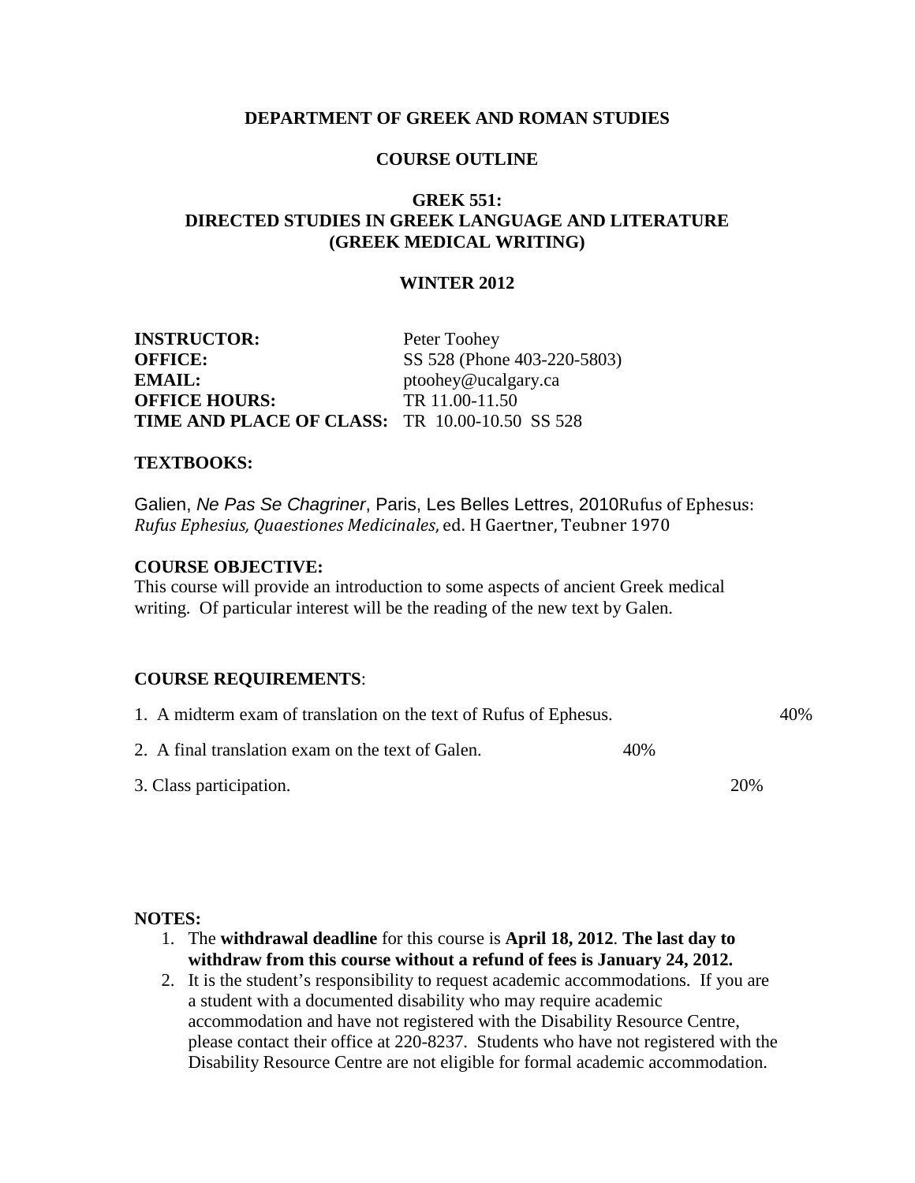**DEPARTMENT OF GREEK AND ROMAN STUDIES**

**COURSE OUTLINE**

# GREK 551: DIRECTED STUDIES IN GREEK LANGUAGE AND LITERATURE (GREEK MEDICAL WRITING)

**WINTER 2012**

**INSTRUCTOR:** Peter Toohey
**OFFICE:** SS 528 (Phone 403-220-5803)
**EMAIL:** ptoohey@ucalgary.ca
**OFFICE HOURS:** TR 11.00-11.50
**TIME AND PLACE OF CLASS:** TR 10.00-10.50 SS 528

## TEXTBOOKS:

Galien, *Ne Pas Se Chagriner*, Paris, Les Belles Lettres, 2010Rufus of Ephesus: *Rufus Ephesius, Quaestiones Medicinales*, ed. H Gaertner, Teubner 1970

## COURSE OBJECTIVE:

This course will provide an introduction to some aspects of ancient Greek medical writing. Of particular interest will be the reading of the new text by Galen.

## COURSE REQUIREMENTS:

1. A midterm exam of translation on the text of Rufus of Ephesus. 40%
2. A final translation exam on the text of Galen. 40%
3. Class participation. 20%

## NOTES:

1. The **withdrawal deadline** for this course is **April 18, 2012**. **The last day to withdraw from this course without a refund of fees is January 24, 2012.**
2. It is the student's responsibility to request academic accommodations. If you are a student with a documented disability who may require academic accommodation and have not registered with the Disability Resource Centre, please contact their office at 220-8237. Students who have not registered with the Disability Resource Centre are not eligible for formal academic accommodation.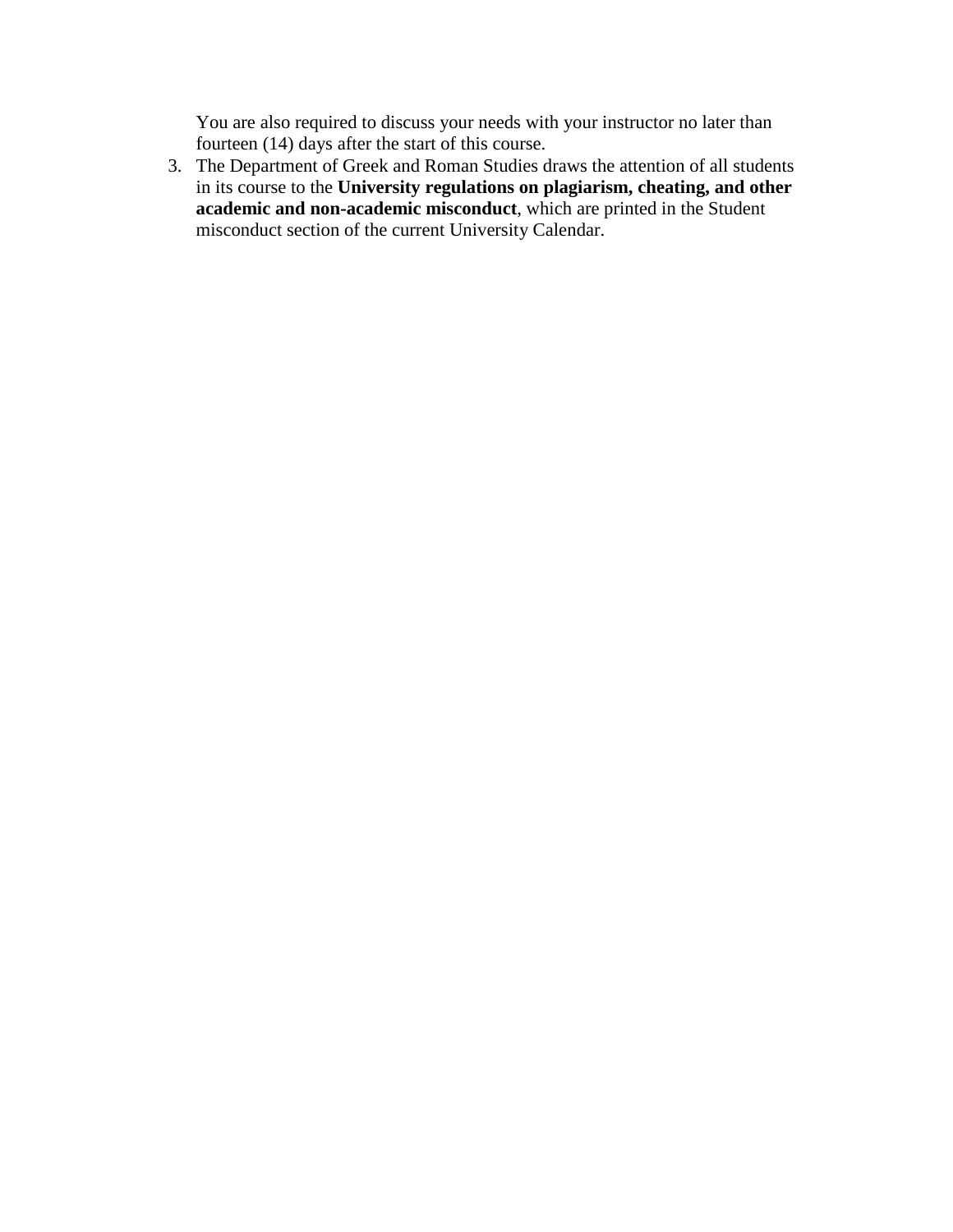You are also required to discuss your needs with your instructor no later than fourteen (14) days after the start of this course.

3. The Department of Greek and Roman Studies draws the attention of all students in its course to the **University regulations on plagiarism, cheating, and other academic and non-academic misconduct**, which are printed in the Student misconduct section of the current University Calendar.